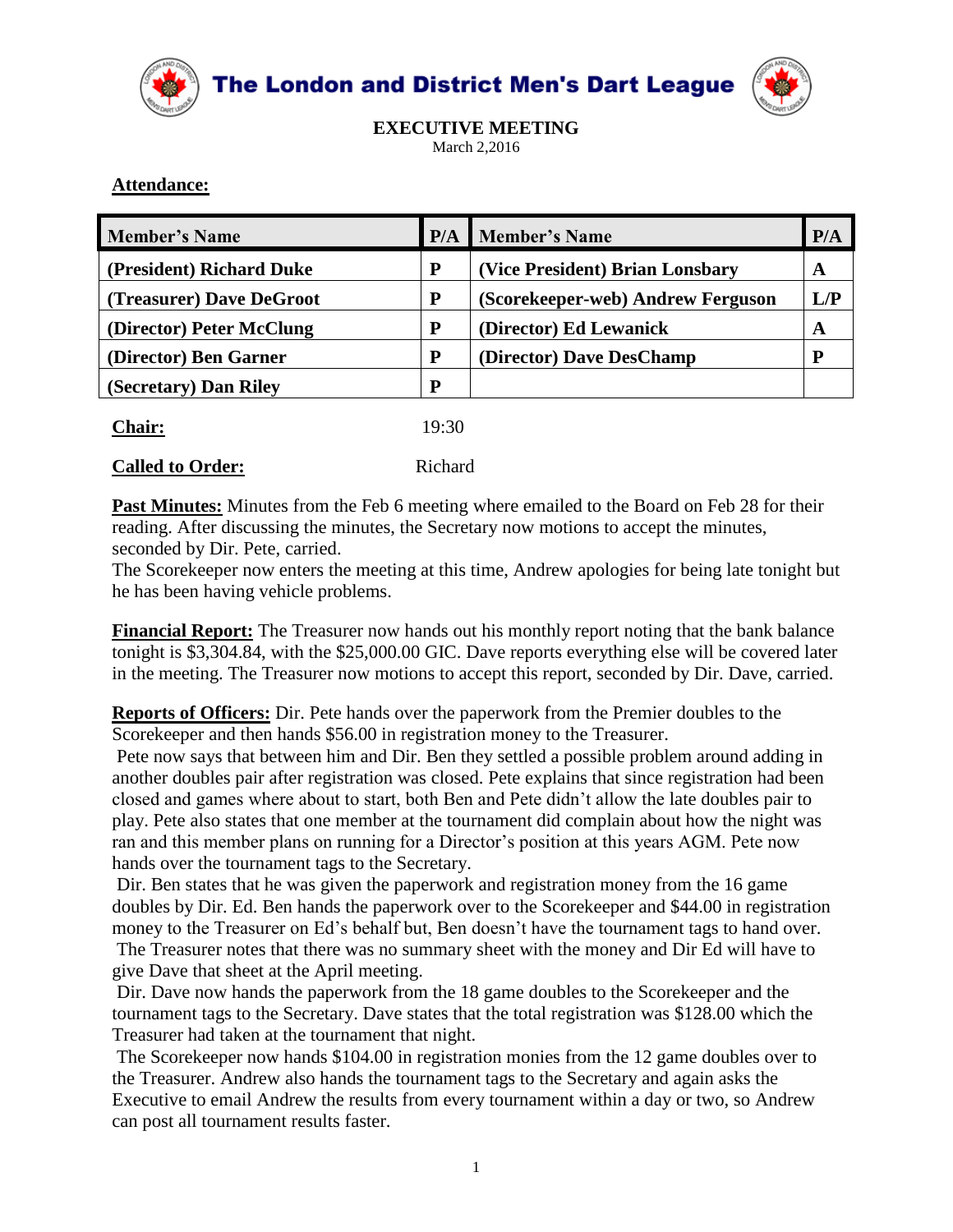# The London and District Men's Dart League

## EXECUTIVE MEETING

March 2,2016

**Attendance:**

| Member's Name | P/A | Member's Name | P/A |
|---|---|---|---|
| (President) Richard Duke | P | (Vice President) Brian Lonsbary | A |
| (Treasurer) Dave DeGroot | P | (Scorekeeper-web) Andrew Ferguson | L/P |
| (Director) Peter McClung | P | (Director) Ed Lewanick | A |
| (Director) Ben Garner | P | (Director) Dave DesChamp | P |
| (Secretary) Dan Riley | P | | |

**Chair:** 19:30

**Called to Order:** Richard

**Past Minutes:** Minutes from the Feb 6 meeting where emailed to the Board on Feb 28 for their reading. After discussing the minutes, the Secretary now motions to accept the minutes, seconded by Dir. Pete, carried.
The Scorekeeper now enters the meeting at this time, Andrew apologies for being late tonight but he has been having vehicle problems.

**Financial Report:** The Treasurer now hands out his monthly report noting that the bank balance tonight is $3,304.84, with the $25,000.00 GIC. Dave reports everything else will be covered later in the meeting. The Treasurer now motions to accept this report, seconded by Dir. Dave, carried.

**Reports of Officers:** Dir. Pete hands over the paperwork from the Premier doubles to the Scorekeeper and then hands $56.00 in registration money to the Treasurer.
Pete now says that between him and Dir. Ben they settled a possible problem around adding in another doubles pair after registration was closed. Pete explains that since registration had been closed and games where about to start, both Ben and Pete didn't allow the late doubles pair to play. Pete also states that one member at the tournament did complain about how the night was ran and this member plans on running for a Director's position at this years AGM. Pete now hands over the tournament tags to the Secretary.
Dir. Ben states that he was given the paperwork and registration money from the 16 game doubles by Dir. Ed. Ben hands the paperwork over to the Scorekeeper and $44.00 in registration money to the Treasurer on Ed's behalf but, Ben doesn't have the tournament tags to hand over.
The Treasurer notes that there was no summary sheet with the money and Dir Ed will have to give Dave that sheet at the April meeting.
Dir. Dave now hands the paperwork from the 18 game doubles to the Scorekeeper and the tournament tags to the Secretary. Dave states that the total registration was $128.00 which the Treasurer had taken at the tournament that night.
The Scorekeeper now hands $104.00 in registration monies from the 12 game doubles over to the Treasurer. Andrew also hands the tournament tags to the Secretary and again asks the Executive to email Andrew the results from every tournament within a day or two, so Andrew can post all tournament results faster.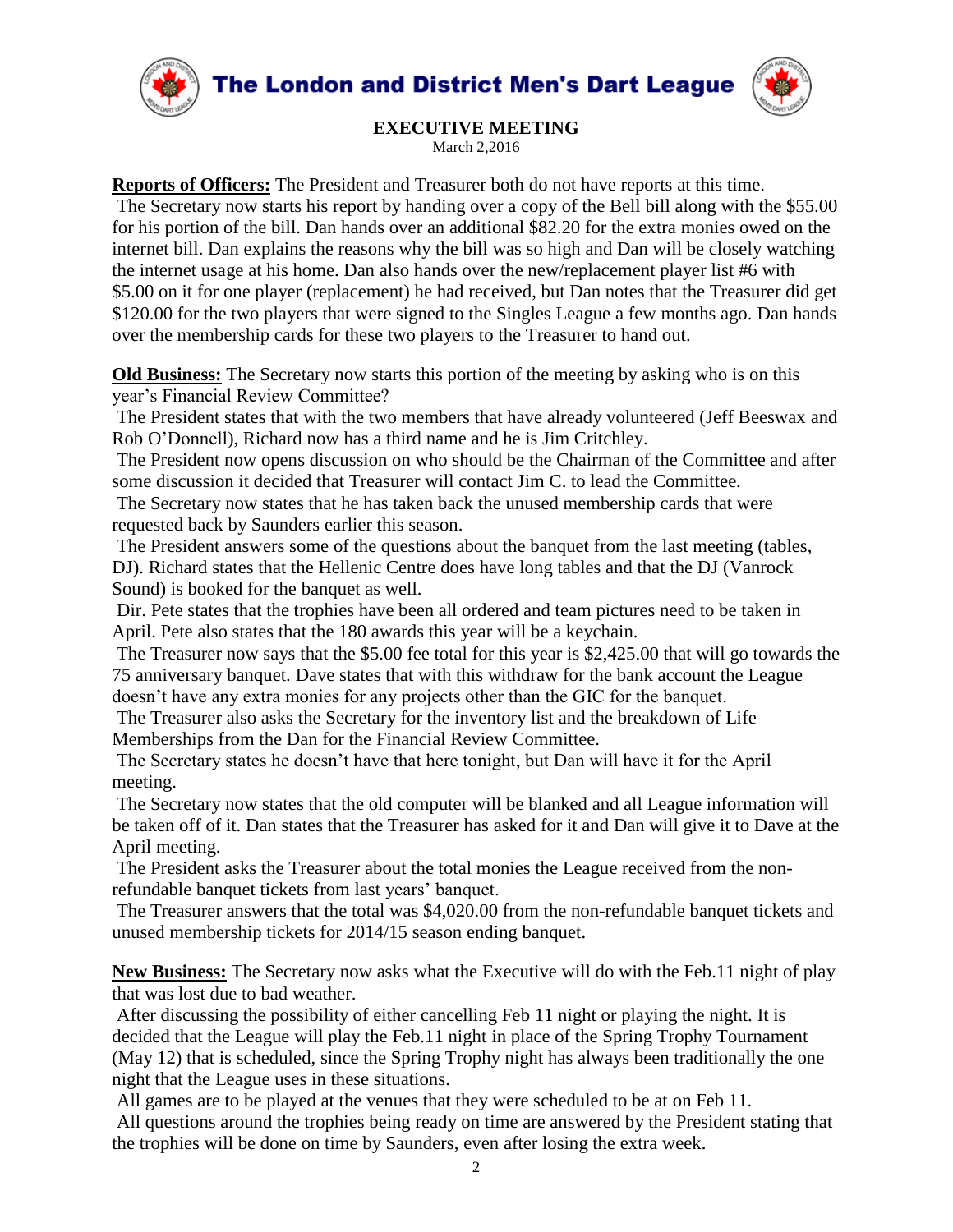# The London and District Men's Dart League

## EXECUTIVE MEETING

March 2,2016

**Reports of Officers:** The President and Treasurer both do not have reports at this time.
The Secretary now starts his report by handing over a copy of the Bell bill along with the $55.00 for his portion of the bill. Dan hands over an additional $82.20 for the extra monies owed on the internet bill. Dan explains the reasons why the bill was so high and Dan will be closely watching the internet usage at his home. Dan also hands over the new/replacement player list #6 with $5.00 on it for one player (replacement) he had received, but Dan notes that the Treasurer did get $120.00 for the two players that were signed to the Singles League a few months ago. Dan hands over the membership cards for these two players to the Treasurer to hand out.

**Old Business:** The Secretary now starts this portion of the meeting by asking who is on this year's Financial Review Committee?
The President states that with the two members that have already volunteered (Jeff Beeswax and Rob O'Donnell), Richard now has a third name and he is Jim Critchley.
The President now opens discussion on who should be the Chairman of the Committee and after some discussion it decided that Treasurer will contact Jim C. to lead the Committee.
The Secretary now states that he has taken back the unused membership cards that were requested back by Saunders earlier this season.
The President answers some of the questions about the banquet from the last meeting (tables, DJ). Richard states that the Hellenic Centre does have long tables and that the DJ (Vanrock Sound) is booked for the banquet as well.
Dir. Pete states that the trophies have been all ordered and team pictures need to be taken in April. Pete also states that the 180 awards this year will be a keychain.
The Treasurer now says that the $5.00 fee total for this year is $2,425.00 that will go towards the 75 anniversary banquet. Dave states that with this withdraw for the bank account the League doesn't have any extra monies for any projects other than the GIC for the banquet.
The Treasurer also asks the Secretary for the inventory list and the breakdown of Life Memberships from the Dan for the Financial Review Committee.
The Secretary states he doesn't have that here tonight, but Dan will have it for the April meeting.
The Secretary now states that the old computer will be blanked and all League information will be taken off of it. Dan states that the Treasurer has asked for it and Dan will give it to Dave at the April meeting.
The President asks the Treasurer about the total monies the League received from the non-refundable banquet tickets from last years' banquet.
The Treasurer answers that the total was $4,020.00 from the non-refundable banquet tickets and unused membership tickets for 2014/15 season ending banquet.

**New Business:** The Secretary now asks what the Executive will do with the Feb.11 night of play that was lost due to bad weather.
After discussing the possibility of either cancelling Feb 11 night or playing the night. It is decided that the League will play the Feb.11 night in place of the Spring Trophy Tournament (May 12) that is scheduled, since the Spring Trophy night has always been traditionally the one night that the League uses in these situations.
All games are to be played at the venues that they were scheduled to be at on Feb 11.
All questions around the trophies being ready on time are answered by the President stating that the trophies will be done on time by Saunders, even after losing the extra week.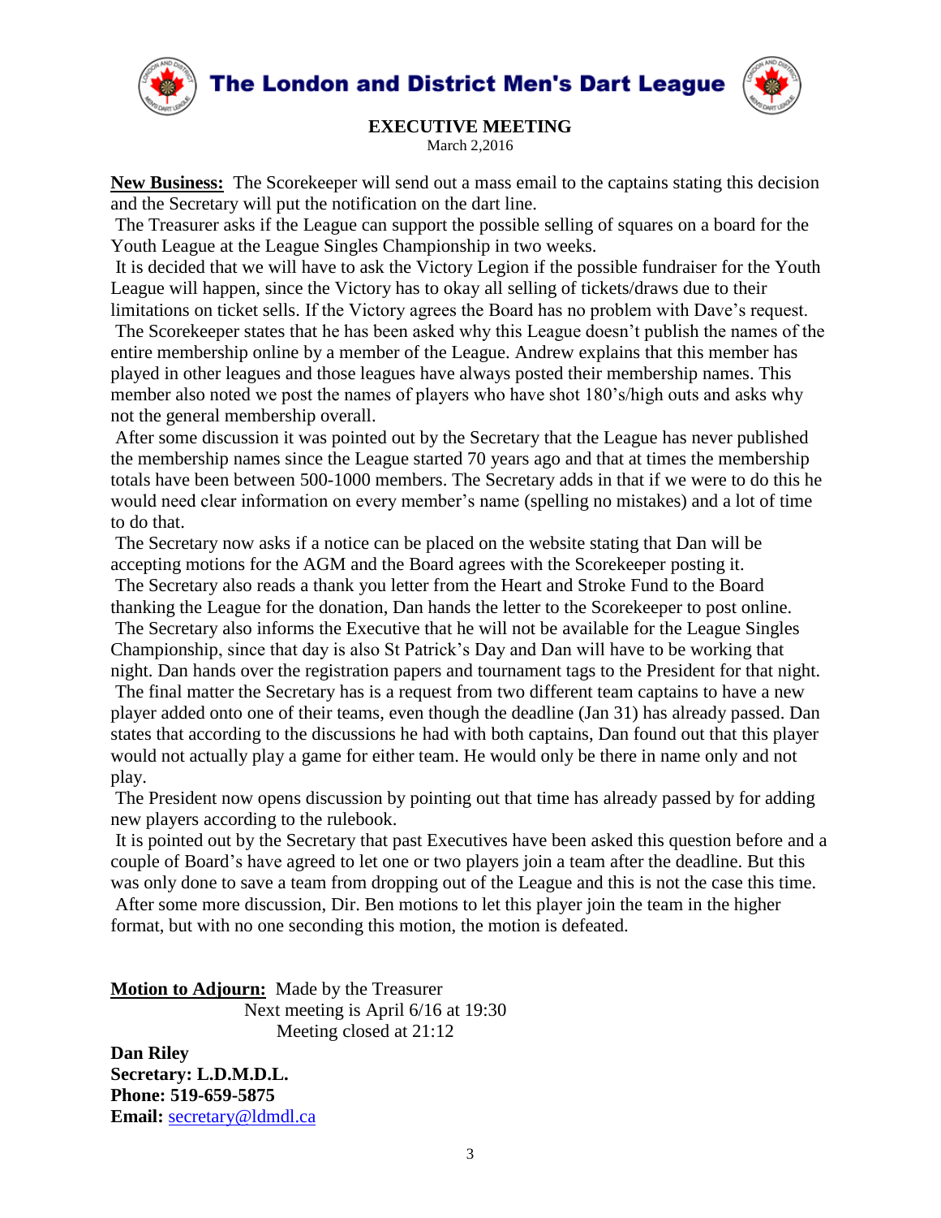# The London and District Men's Dart League

**EXECUTIVE MEETING**
March 2,2016

**New Business:** The Scorekeeper will send out a mass email to the captains stating this decision and the Secretary will put the notification on the dart line.

The Treasurer asks if the League can support the possible selling of squares on a board for the Youth League at the League Singles Championship in two weeks.

It is decided that we will have to ask the Victory Legion if the possible fundraiser for the Youth League will happen, since the Victory has to okay all selling of tickets/draws due to their limitations on ticket sells. If the Victory agrees the Board has no problem with Dave's request.

The Scorekeeper states that he has been asked why this League doesn't publish the names of the entire membership online by a member of the League. Andrew explains that this member has played in other leagues and those leagues have always posted their membership names. This member also noted we post the names of players who have shot 180's/high outs and asks why not the general membership overall.

After some discussion it was pointed out by the Secretary that the League has never published the membership names since the League started 70 years ago and that at times the membership totals have been between 500-1000 members. The Secretary adds in that if we were to do this he would need clear information on every member's name (spelling no mistakes) and a lot of time to do that.

The Secretary now asks if a notice can be placed on the website stating that Dan will be accepting motions for the AGM and the Board agrees with the Scorekeeper posting it.

The Secretary also reads a thank you letter from the Heart and Stroke Fund to the Board thanking the League for the donation, Dan hands the letter to the Scorekeeper to post online.

The Secretary also informs the Executive that he will not be available for the League Singles Championship, since that day is also St Patrick's Day and Dan will have to be working that night. Dan hands over the registration papers and tournament tags to the President for that night.

The final matter the Secretary has is a request from two different team captains to have a new player added onto one of their teams, even though the deadline (Jan 31) has already passed. Dan states that according to the discussions he had with both captains, Dan found out that this player would not actually play a game for either team. He would only be there in name only and not play.

The President now opens discussion by pointing out that time has already passed by for adding new players according to the rulebook.

It is pointed out by the Secretary that past Executives have been asked this question before and a couple of Board's have agreed to let one or two players join a team after the deadline. But this was only done to save a team from dropping out of the League and this is not the case this time.

After some more discussion, Dir. Ben motions to let this player join the team in the higher format, but with no one seconding this motion, the motion is defeated.

**Motion to Adjourn:** Made by the Treasurer
Next meeting is April 6/16 at 19:30
Meeting closed at 21:12

**Dan Riley**
**Secretary: L.D.M.D.L.**
**Phone: 519-659-5875**
**Email:** secretary@ldmdl.ca